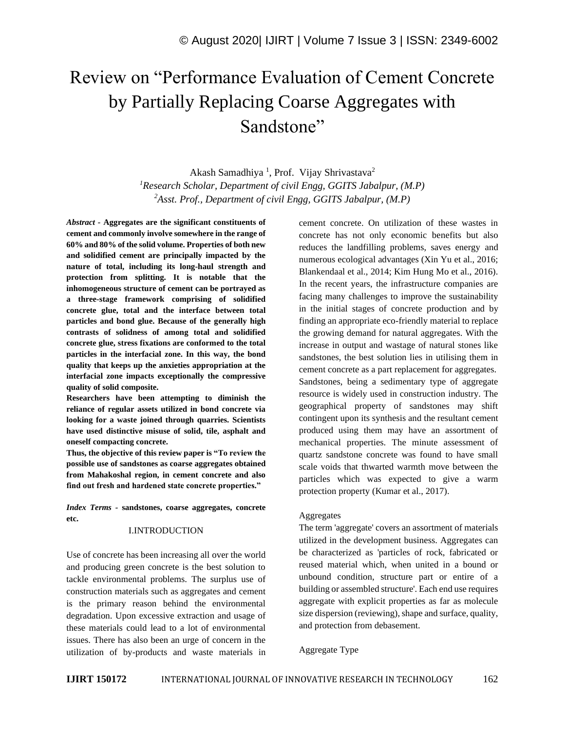# Review on "Performance Evaluation of Cement Concrete by Partially Replacing Coarse Aggregates with Sandstone"

Akash Samadhiya [1], Prof. Vijay Shrivastava[2]

[1]*Research Scholar, Department of civil Engg, GGITS Jabalpur, (M.P)*

[2]*Asst. Prof., Department of civil Engg, GGITS Jabalpur, (M.P)*

***Abstract* - Aggregates are the significant constituents of cement and commonly involve somewhere in the range of 60% and 80% of the solid volume. Properties of both new and solidified cement are principally impacted by the nature of total, including its long-haul strength and protection from splitting. It is notable that the inhomogeneous structure of cement can be portrayed as a three-stage framework comprising of solidified concrete glue, total and the interface between total particles and bond glue. Because of the generally high contrasts of solidness of among total and solidified concrete glue, stress fixations are conformed to the total particles in the interfacial zone. In this way, the bond quality that keeps up the anxieties appropriation at the interfacial zone impacts exceptionally the compressive quality of solid composite.**

**Researchers have been attempting to diminish the reliance of regular assets utilized in bond concrete via looking for a waste joined through quarries. Scientists have used distinctive misuse of solid, tile, asphalt and oneself compacting concrete.**

**Thus, the objective of this review paper is "To review the possible use of sandstones as coarse aggregates obtained from Mahakoshal region, in cement concrete and also find out fresh and hardened state concrete properties."**

***Index Terms* - sandstones, coarse aggregates, concrete etc.**

## I.INTRODUCTION

Use of concrete has been increasing all over the world and producing green concrete is the best solution to tackle environmental problems. The surplus use of construction materials such as aggregates and cement is the primary reason behind the environmental degradation. Upon excessive extraction and usage of these materials could lead to a lot of environmental issues. There has also been an urge of concern in the utilization of by-products and waste materials in cement concrete. On utilization of these wastes in concrete has not only economic benefits but also reduces the landfilling problems, saves energy and numerous ecological advantages (Xin Yu et al., 2016; Blankendaal et al., 2014; Kim Hung Mo et al., 2016). In the recent years, the infrastructure companies are facing many challenges to improve the sustainability in the initial stages of concrete production and by finding an appropriate eco-friendly material to replace the growing demand for natural aggregates. With the increase in output and wastage of natural stones like sandstones, the best solution lies in utilising them in cement concrete as a part replacement for aggregates. Sandstones, being a sedimentary type of aggregate resource is widely used in construction industry. The geographical property of sandstones may shift contingent upon its synthesis and the resultant cement produced using them may have an assortment of mechanical properties. The minute assessment of quartz sandstone concrete was found to have small scale voids that thwarted warmth move between the particles which was expected to give a warm protection property (Kumar et al., 2017).

### Aggregates

The term 'aggregate' covers an assortment of materials utilized in the development business. Aggregates can be characterized as 'particles of rock, fabricated or reused material which, when united in a bound or unbound condition, structure part or entire of a building or assembled structure'. Each end use requires aggregate with explicit properties as far as molecule size dispersion (reviewing), shape and surface, quality, and protection from debasement.

### Aggregate Type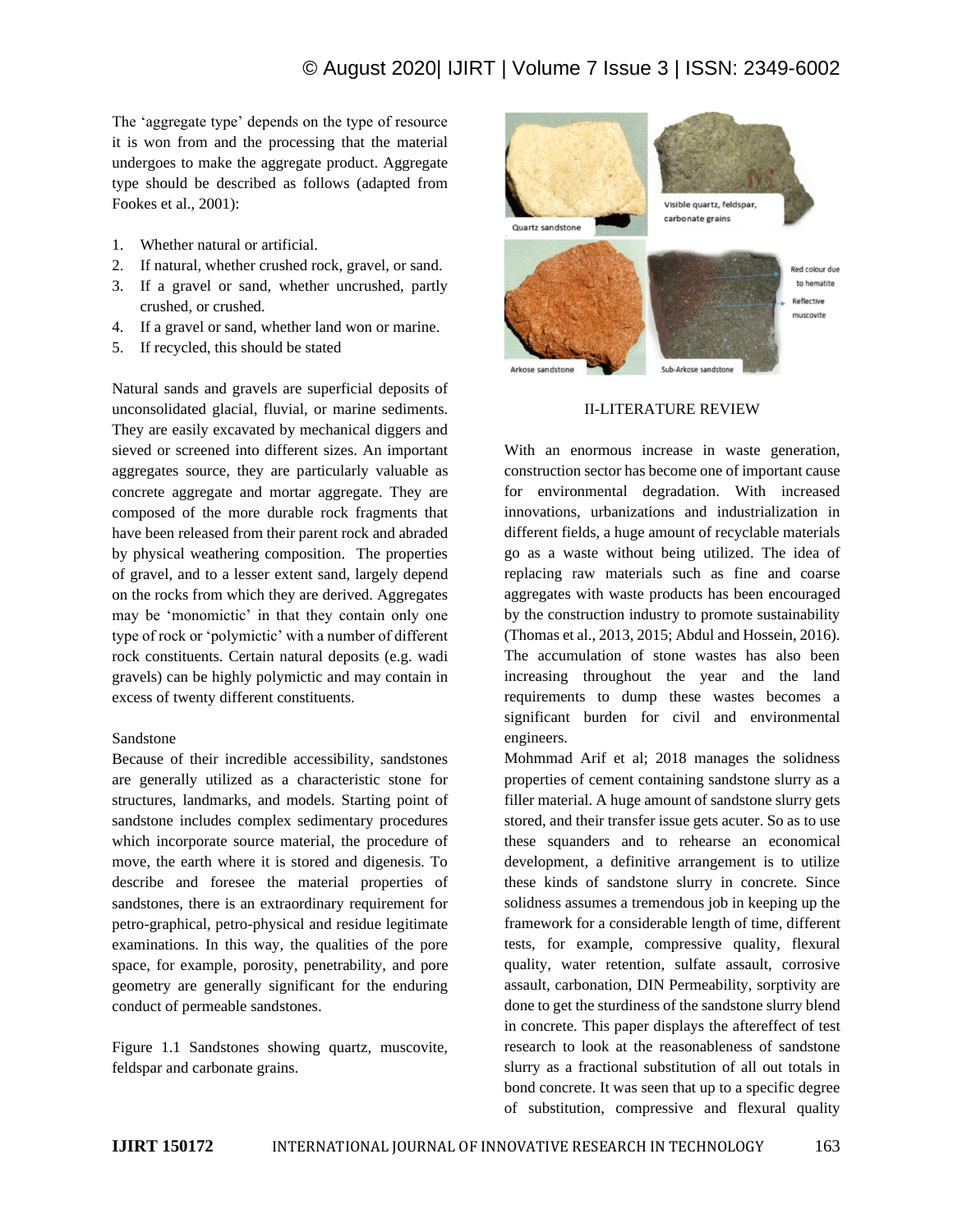The 'aggregate type' depends on the type of resource it is won from and the processing that the material undergoes to make the aggregate product. Aggregate type should be described as follows (adapted from Fookes et al., 2001):

1. Whether natural or artificial.
2. If natural, whether crushed rock, gravel, or sand.
3. If a gravel or sand, whether uncrushed, partly crushed, or crushed.
4. If a gravel or sand, whether land won or marine.
5. If recycled, this should be stated

Natural sands and gravels are superficial deposits of unconsolidated glacial, fluvial, or marine sediments. They are easily excavated by mechanical diggers and sieved or screened into different sizes. An important aggregates source, they are particularly valuable as concrete aggregate and mortar aggregate. They are composed of the more durable rock fragments that have been released from their parent rock and abraded by physical weathering composition. The properties of gravel, and to a lesser extent sand, largely depend on the rocks from which they are derived. Aggregates may be 'monomictic' in that they contain only one type of rock or 'polymictic' with a number of different rock constituents. Certain natural deposits (e.g. wadi gravels) can be highly polymictic and may contain in excess of twenty different constituents.

Sandstone

Because of their incredible accessibility, sandstones are generally utilized as a characteristic stone for structures, landmarks, and models. Starting point of sandstone includes complex sedimentary procedures which incorporate source material, the procedure of move, the earth where it is stored and digenesis. To describe and foresee the material properties of sandstones, there is an extraordinary requirement for petro-graphical, petro-physical and residue legitimate examinations. In this way, the qualities of the pore space, for example, porosity, penetrability, and pore geometry are generally significant for the enduring conduct of permeable sandstones.

Figure 1.1 Sandstones showing quartz, muscovite, feldspar and carbonate grains.

## II-LITERATURE REVIEW

With an enormous increase in waste generation, construction sector has become one of important cause for environmental degradation. With increased innovations, urbanizations and industrialization in different fields, a huge amount of recyclable materials go as a waste without being utilized. The idea of replacing raw materials such as fine and coarse aggregates with waste products has been encouraged by the construction industry to promote sustainability (Thomas et al., 2013, 2015; Abdul and Hossein, 2016). The accumulation of stone wastes has also been increasing throughout the year and the land requirements to dump these wastes becomes a significant burden for civil and environmental engineers.

Mohmmad Arif et al; 2018 manages the solidness properties of cement containing sandstone slurry as a filler material. A huge amount of sandstone slurry gets stored, and their transfer issue gets acuter. So as to use these squanders and to rehearse an economical development, a definitive arrangement is to utilize these kinds of sandstone slurry in concrete. Since solidness assumes a tremendous job in keeping up the framework for a considerable length of time, different tests, for example, compressive quality, flexural quality, water retention, sulfate assault, corrosive assault, carbonation, DIN Permeability, sorptivity are done to get the sturdiness of the sandstone slurry blend in concrete. This paper displays the aftereffect of test research to look at the reasonableness of sandstone slurry as a fractional substitution of all out totals in bond concrete. It was seen that up to a specific degree of substitution, compressive and flexural quality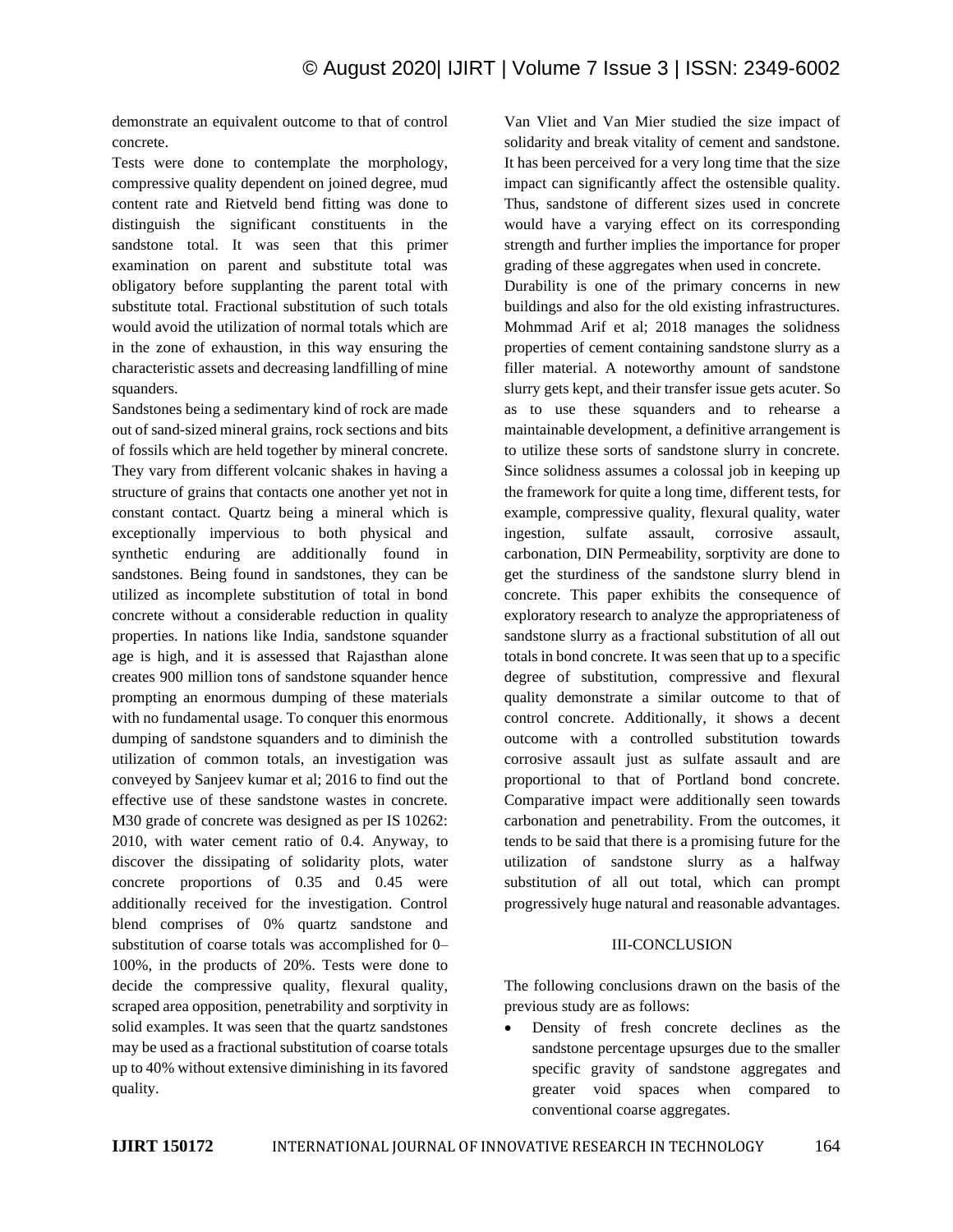demonstrate an equivalent outcome to that of control concrete.

Tests were done to contemplate the morphology, compressive quality dependent on joined degree, mud content rate and Rietveld bend fitting was done to distinguish the significant constituents in the sandstone total. It was seen that this primer examination on parent and substitute total was obligatory before supplanting the parent total with substitute total. Fractional substitution of such totals would avoid the utilization of normal totals which are in the zone of exhaustion, in this way ensuring the characteristic assets and decreasing landfilling of mine squanders.

Sandstones being a sedimentary kind of rock are made out of sand-sized mineral grains, rock sections and bits of fossils which are held together by mineral concrete. They vary from different volcanic shakes in having a structure of grains that contacts one another yet not in constant contact. Quartz being a mineral which is exceptionally impervious to both physical and synthetic enduring are additionally found in sandstones. Being found in sandstones, they can be utilized as incomplete substitution of total in bond concrete without a considerable reduction in quality properties. In nations like India, sandstone squander age is high, and it is assessed that Rajasthan alone creates 900 million tons of sandstone squander hence prompting an enormous dumping of these materials with no fundamental usage. To conquer this enormous dumping of sandstone squanders and to diminish the utilization of common totals, an investigation was conveyed by Sanjeev kumar et al; 2016 to find out the effective use of these sandstone wastes in concrete. M30 grade of concrete was designed as per IS 10262: 2010, with water cement ratio of 0.4. Anyway, to discover the dissipating of solidarity plots, water concrete proportions of 0.35 and 0.45 were additionally received for the investigation. Control blend comprises of 0% quartz sandstone and substitution of coarse totals was accomplished for 0–100%, in the products of 20%. Tests were done to decide the compressive quality, flexural quality, scraped area opposition, penetrability and sorptivity in solid examples. It was seen that the quartz sandstones may be used as a fractional substitution of coarse totals up to 40% without extensive diminishing in its favored quality.

Van Vliet and Van Mier studied the size impact of solidarity and break vitality of cement and sandstone. It has been perceived for a very long time that the size impact can significantly affect the ostensible quality. Thus, sandstone of different sizes used in concrete would have a varying effect on its corresponding strength and further implies the importance for proper grading of these aggregates when used in concrete.

Durability is one of the primary concerns in new buildings and also for the old existing infrastructures. Mohmmad Arif et al; 2018 manages the solidness properties of cement containing sandstone slurry as a filler material. A noteworthy amount of sandstone slurry gets kept, and their transfer issue gets acuter. So as to use these squanders and to rehearse a maintainable development, a definitive arrangement is to utilize these sorts of sandstone slurry in concrete. Since solidness assumes a colossal job in keeping up the framework for quite a long time, different tests, for example, compressive quality, flexural quality, water ingestion, sulfate assault, corrosive assault, carbonation, DIN Permeability, sorptivity are done to get the sturdiness of the sandstone slurry blend in concrete. This paper exhibits the consequence of exploratory research to analyze the appropriateness of sandstone slurry as a fractional substitution of all out totals in bond concrete. It was seen that up to a specific degree of substitution, compressive and flexural quality demonstrate a similar outcome to that of control concrete. Additionally, it shows a decent outcome with a controlled substitution towards corrosive assault just as sulfate assault and are proportional to that of Portland bond concrete. Comparative impact were additionally seen towards carbonation and penetrability. From the outcomes, it tends to be said that there is a promising future for the utilization of sandstone slurry as a halfway substitution of all out total, which can prompt progressively huge natural and reasonable advantages.

## III-CONCLUSION

The following conclusions drawn on the basis of the previous study are as follows:

- Density of fresh concrete declines as the sandstone percentage upsurges due to the smaller specific gravity of sandstone aggregates and greater void spaces when compared to conventional coarse aggregates.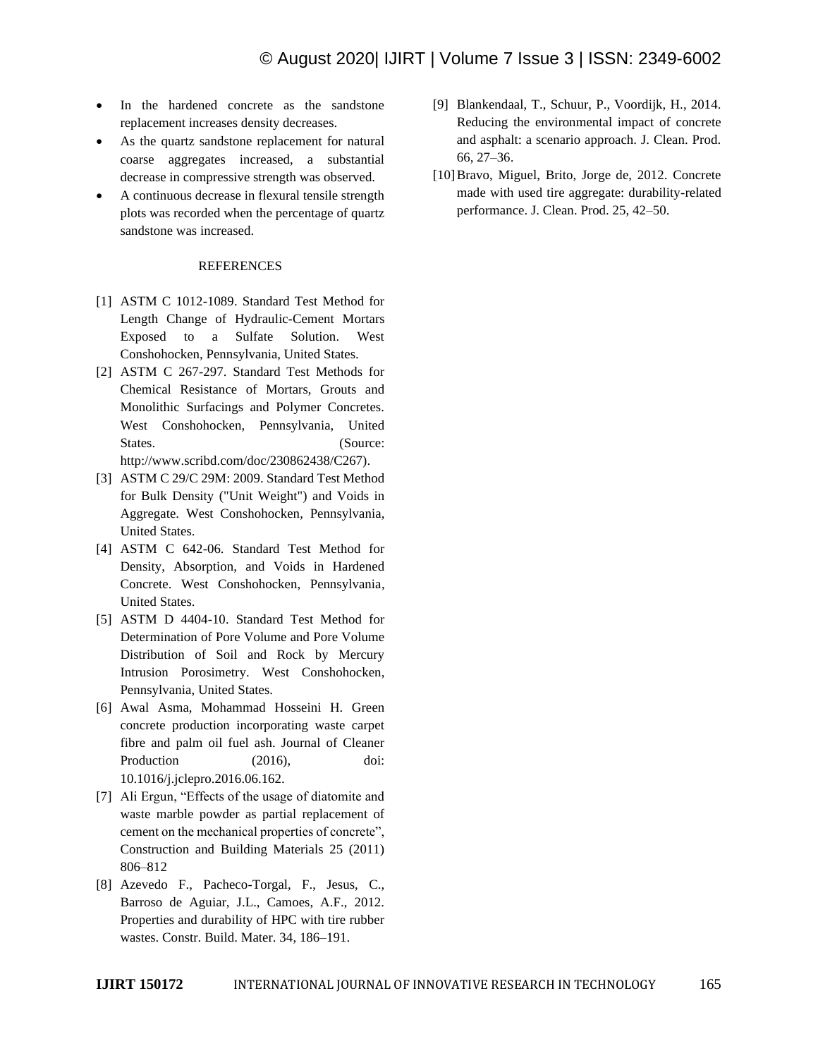- In the hardened concrete as the sandstone replacement increases density decreases.
- As the quartz sandstone replacement for natural coarse aggregates increased, a substantial decrease in compressive strength was observed.
- A continuous decrease in flexural tensile strength plots was recorded when the percentage of quartz sandstone was increased.

## REFERENCES

[1] ASTM C 1012-1089. Standard Test Method for Length Change of Hydraulic-Cement Mortars Exposed to a Sulfate Solution. West Conshohocken, Pennsylvania, United States.

[2] ASTM C 267-297. Standard Test Methods for Chemical Resistance of Mortars, Grouts and Monolithic Surfacings and Polymer Concretes. West Conshohocken, Pennsylvania, United States. (Source: http://www.scribd.com/doc/230862438/C267).

[3] ASTM C 29/C 29M: 2009. Standard Test Method for Bulk Density ("Unit Weight") and Voids in Aggregate. West Conshohocken, Pennsylvania, United States.

[4] ASTM C 642-06. Standard Test Method for Density, Absorption, and Voids in Hardened Concrete. West Conshohocken, Pennsylvania, United States.

[5] ASTM D 4404-10. Standard Test Method for Determination of Pore Volume and Pore Volume Distribution of Soil and Rock by Mercury Intrusion Porosimetry. West Conshohocken, Pennsylvania, United States.

[6] Awal Asma, Mohammad Hosseini H. Green concrete production incorporating waste carpet fibre and palm oil fuel ash. Journal of Cleaner Production (2016), doi: 10.1016/j.jclepro.2016.06.162.

[7] Ali Ergun, "Effects of the usage of diatomite and waste marble powder as partial replacement of cement on the mechanical properties of concrete", Construction and Building Materials 25 (2011) 806–812

[8] Azevedo F., Pacheco-Torgal, F., Jesus, C., Barroso de Aguiar, J.L., Camoes, A.F., 2012. Properties and durability of HPC with tire rubber wastes. Constr. Build. Mater. 34, 186–191.

[9] Blankendaal, T., Schuur, P., Voordijk, H., 2014. Reducing the environmental impact of concrete and asphalt: a scenario approach. J. Clean. Prod. 66, 27–36.

[10] Bravo, Miguel, Brito, Jorge de, 2012. Concrete made with used tire aggregate: durability-related performance. J. Clean. Prod. 25, 42–50.